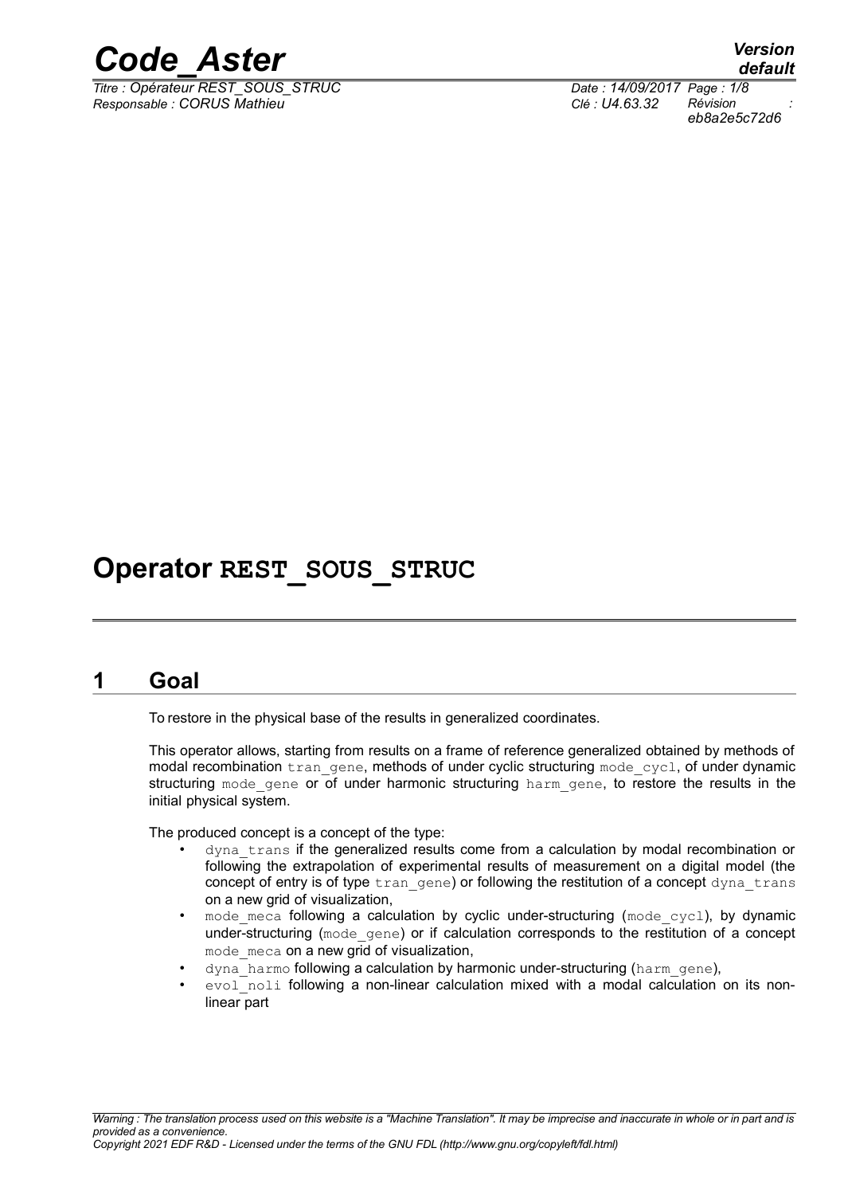# Operator REST_SOUS_STRUC

## 1 Goal

To restore in the physical base of the results in generalized coordinates.

This operator allows, starting from results on a frame of reference generalized obtained by methods of modal recombination tran_gene, methods of under cyclic structuring mode_cycl, of under dynamic structuring mode_gene or of under harmonic structuring harm_gene, to restore the results in the initial physical system.

The produced concept is a concept of the type:

- dyna_trans if the generalized results come from a calculation by modal recombination or following the extrapolation of experimental results of measurement on a digital model (the concept of entry is of type tran_gene) or following the restitution of a concept dyna_trans on a new grid of visualization,
- mode_meca following a calculation by cyclic under-structuring (mode_cycl), by dynamic under-structuring (mode_gene) or if calculation corresponds to the restitution of a concept mode_meca on a new grid of visualization,
- dyna_harmo following a calculation by harmonic under-structuring (harm_gene),
- evol_noli following a non-linear calculation mixed with a modal calculation on its non-linear part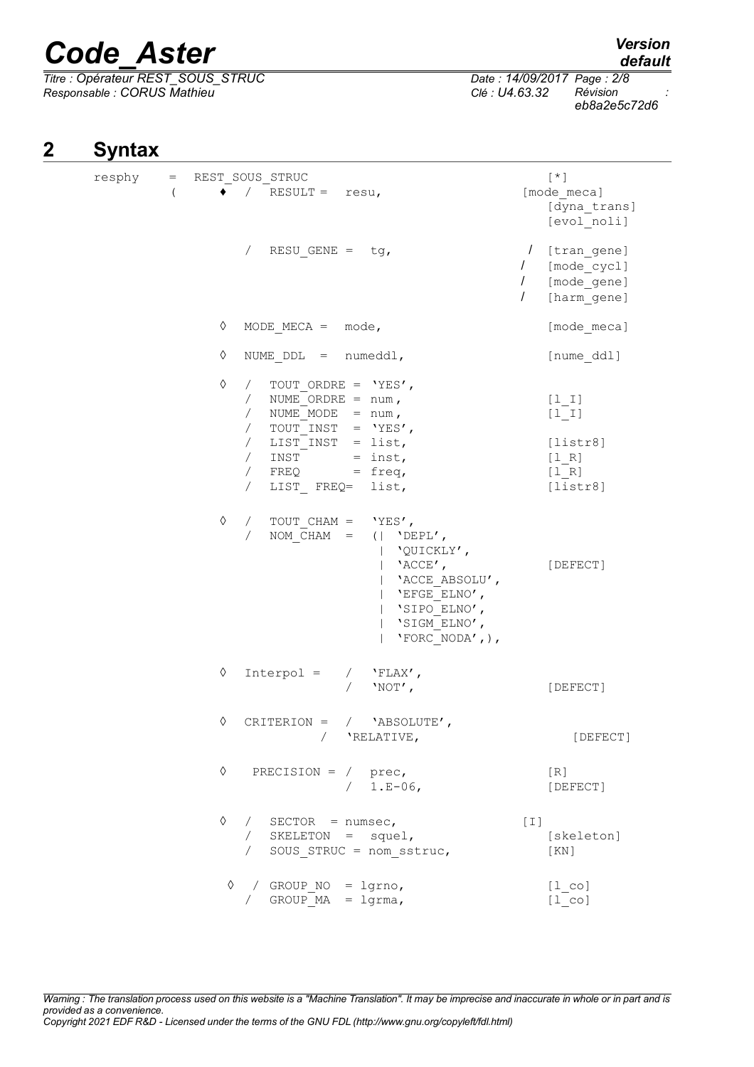# 2 Syntax

```
resphy   =  REST_SOUS_STRUC                                         [*]
         (     ♦  /  RESULT =  resu,                          [mode_meca]
                                                                  [dyna_trans]
                                                                  [evol_noli]

                  /  RESU_GENE =  tg,                          /  [tran_gene]
                                                              /  [mode_cycl]
                                                              /  [mode_gene]
                                                              /  [harm_gene]

               ◊  MODE_MECA =  mode,                              [mode_meca]

               ◊  NUME_DDL  =  numeddl,                           [nume_ddl]

               ◊  /  TOUT_ORDRE = 'YES',
                  /  NUME_ORDRE = num,                            [l_I]
                  /  NUME_MODE  = num,                            [l_I]
                  /  TOUT_INST  = 'YES',
                  /  LIST_INST  = list,                           [listr8]
                  /  INST       = inst,                           [l_R]
                  /  FREQ       = freq,                           [l_R]
                  /  LIST_ FREQ=  list,                           [listr8]

               ◊  /  TOUT_CHAM =  'YES',
                  /  NOM_CHAM  =  (| 'DEPL',
                                   | 'QUICKLY',
                                   | 'ACCE',                      [DEFECT]
                                   | 'ACCE_ABSOLU',
                                   | 'EFGE_ELNO',
                                   | 'SIPO_ELNO',
                                   | 'SIGM_ELNO',
                                   | 'FORC_NODA',),

               ◊  Interpol =   /  'FLAX',
                               /  'NOT',                          [DEFECT]

               ◊  CRITERION =  /  'ABSOLUTE',
                               /  'RELATIVE,                      [DEFECT]

               ◊   PRECISION = /  prec,                           [R]
                               /  1.E-06,                         [DEFECT]

               ◊  /  SECTOR   = numsec,                       [I]
                  /  SKELETON =  squel,                           [skeleton]
                  /  SOUS_STRUC = nom_sstruc,                     [KN]

               ◊  /  GROUP_NO  = lgrno,                           [l_co]
                  /  GROUP_MA  = lgrma,                           [l_co]
```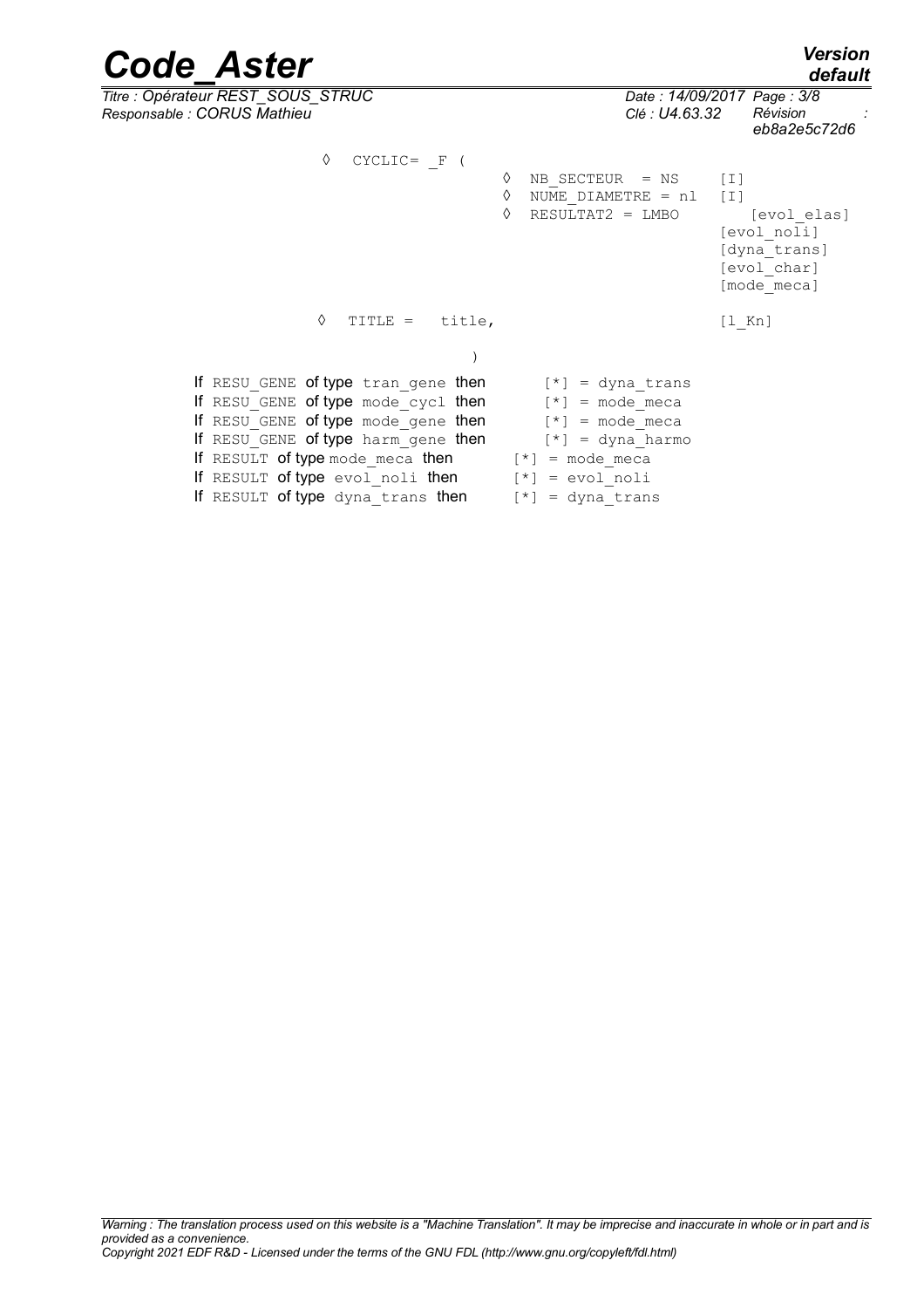```
◊  CYCLIC= _F (
                    ◊  NB_SECTEUR  = NS       [I]
                    ◊  NUME_DIAMETRE = nl     [I]
                    ◊  RESULTAT2 = LMBO          [evol_elas]
                                              [evol_noli]
                                              [dyna_trans]
                                              [evol_char]
                                              [mode_meca]

◊  TITLE =   title,                           [l_Kn]

               )
```

If RESU_GENE of type tran_gene then [*] = dyna_trans
If RESU_GENE of type mode_cycl then [*] = mode_meca
If RESU_GENE of type mode_gene then [*] = mode_meca
If RESU_GENE of type harm_gene then [*] = dyna_harmo
If RESULT of type mode_meca then [*] = mode_meca
If RESULT of type evol_noli then [*] = evol_noli
If RESULT of type dyna_trans then [*] = dyna_trans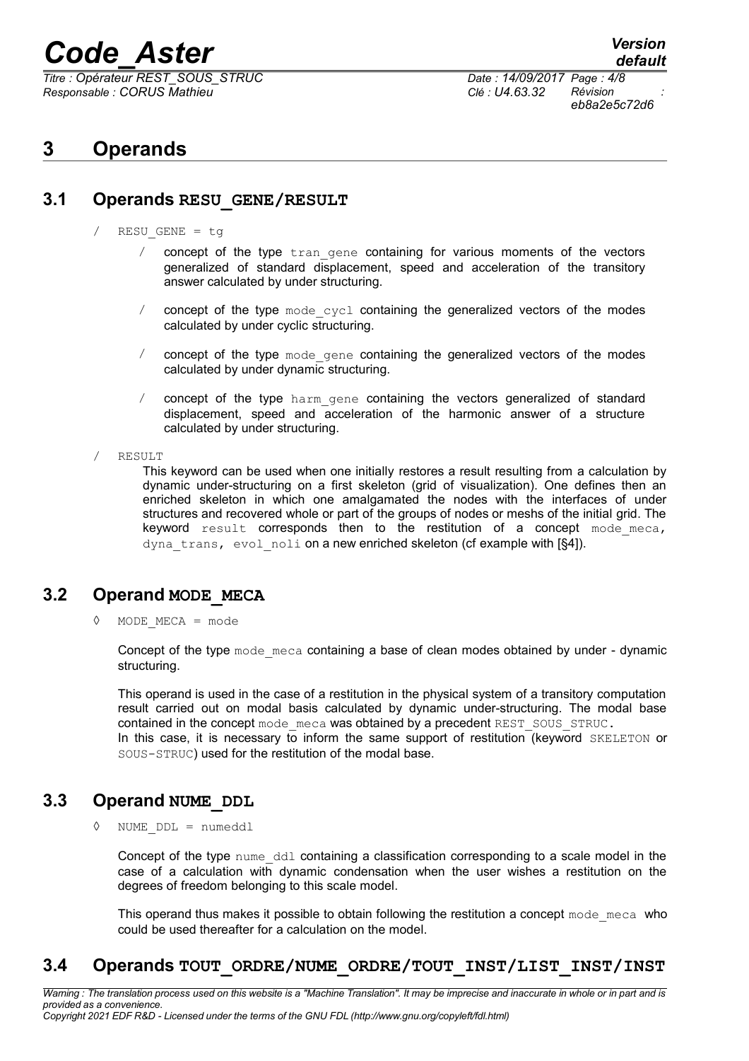# 3 Operands

## 3.1 Operands RESU_GENE/RESULT

/ RESU_GENE = tg

- / concept of the type tran_gene containing for various moments of the vectors generalized of standard displacement, speed and acceleration of the transitory answer calculated by under structuring.
- / concept of the type mode_cycl containing the generalized vectors of the modes calculated by under cyclic structuring.
- / concept of the type mode_gene containing the generalized vectors of the modes calculated by under dynamic structuring.
- / concept of the type harm_gene containing the vectors generalized of standard displacement, speed and acceleration of the harmonic answer of a structure calculated by under structuring.

/ RESULT

This keyword can be used when one initially restores a result resulting from a calculation by dynamic under-structuring on a first skeleton (grid of visualization). One defines then an enriched skeleton in which one amalgamated the nodes with the interfaces of under structures and recovered whole or part of the groups of nodes or meshs of the initial grid. The keyword result corresponds then to the restitution of a concept mode_meca, dyna_trans, evol_noli on a new enriched skeleton (cf example with [§4]).

## 3.2 Operand MODE_MECA

◊ MODE_MECA = mode

Concept of the type mode_meca containing a base of clean modes obtained by under - dynamic structuring.

This operand is used in the case of a restitution in the physical system of a transitory computation result carried out on modal basis calculated by dynamic under-structuring. The modal base contained in the concept mode_meca was obtained by a precedent REST_SOUS_STRUC.
In this case, it is necessary to inform the same support of restitution (keyword SKELETON or SOUS-STRUC) used for the restitution of the modal base.

## 3.3 Operand NUME_DDL

◊ NUME_DDL = numeddl

Concept of the type nume_ddl containing a classification corresponding to a scale model in the case of a calculation with dynamic condensation when the user wishes a restitution on the degrees of freedom belonging to this scale model.

This operand thus makes it possible to obtain following the restitution a concept mode_meca who could be used thereafter for a calculation on the model.

## 3.4 Operands TOUT_ORDRE/NUME_ORDRE/TOUT_INST/LIST_INST/INST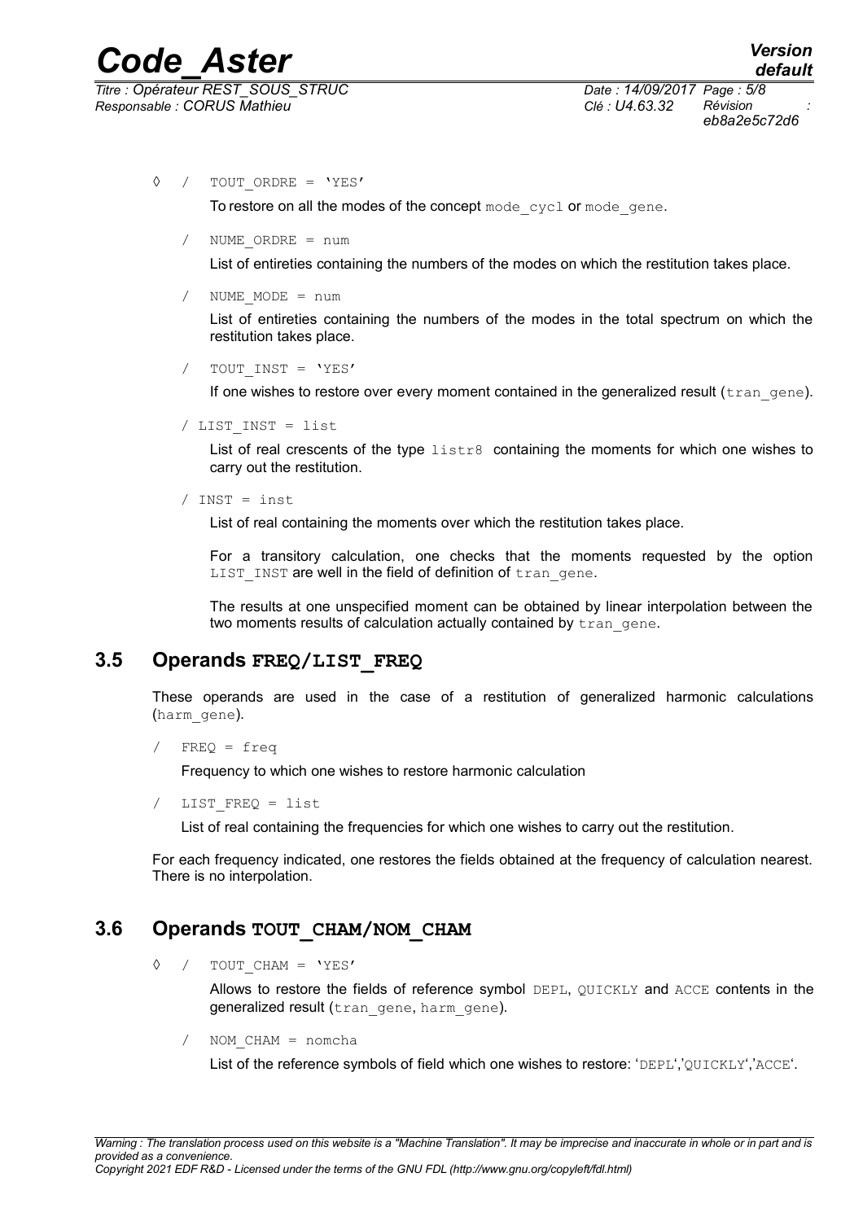◊ / TOUT_ORDRE = 'YES'

To restore on all the modes of the concept `mode_cycl` or `mode_gene`.

/ NUME_ORDRE = num

List of entireties containing the numbers of the modes on which the restitution takes place.

/ NUME_MODE = num

List of entireties containing the numbers of the modes in the total spectrum on which the restitution takes place.

/ TOUT_INST = 'YES'

If one wishes to restore over every moment contained in the generalized result (`tran_gene`).

/ LIST_INST = list

List of real crescents of the type `listr8` containing the moments for which one wishes to carry out the restitution.

/ INST = inst

List of real containing the moments over which the restitution takes place.

For a transitory calculation, one checks that the moments requested by the option `LIST_INST` are well in the field of definition of `tran_gene`.

The results at one unspecified moment can be obtained by linear interpolation between the two moments results of calculation actually contained by `tran_gene`.

## 3.5 Operands FREQ/LIST_FREQ

These operands are used in the case of a restitution of generalized harmonic calculations (`harm_gene`).

/ FREQ = freq

Frequency to which one wishes to restore harmonic calculation

/ LIST_FREQ = list

List of real containing the frequencies for which one wishes to carry out the restitution.

For each frequency indicated, one restores the fields obtained at the frequency of calculation nearest. There is no interpolation.

## 3.6 Operands TOUT_CHAM/NOM_CHAM

◊ / TOUT_CHAM = 'YES'

Allows to restore the fields of reference symbol `DEPL`, `QUICKLY` and `ACCE` contents in the generalized result (`tran_gene`, `harm_gene`).

/ NOM_CHAM = nomcha

List of the reference symbols of field which one wishes to restore: '`DEPL`','`QUICKLY`','`ACCE`'.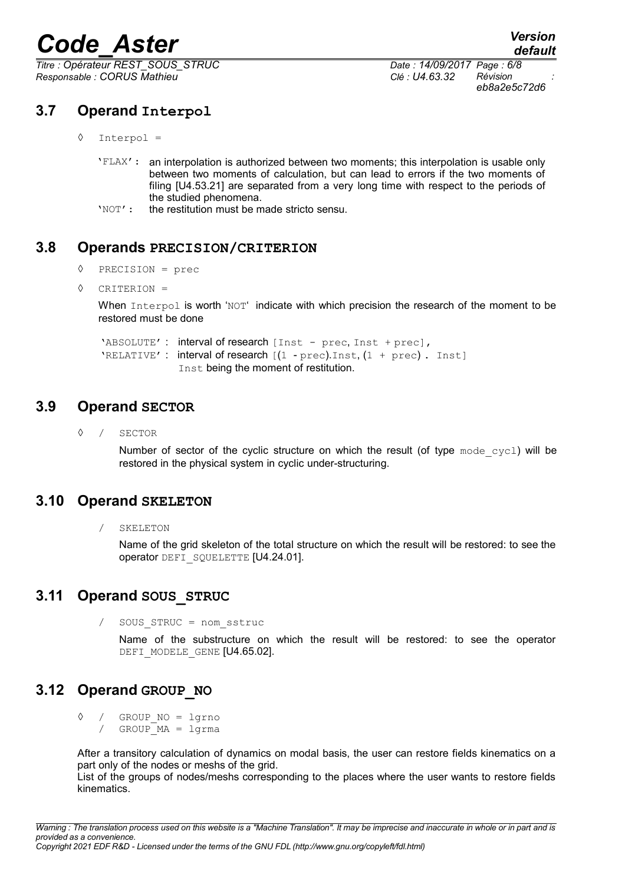## 3.7 Operand Interpol

◊ Interpol =

'FLAX': an interpolation is authorized between two moments; this interpolation is usable only between two moments of calculation, but can lead to errors if the two moments of filing [U4.53.21] are separated from a very long time with respect to the periods of the studied phenomena.

'NOT': the restitution must be made stricto sensu.

## 3.8 Operands PRECISION/CRITERION

◊ PRECISION = prec

◊ CRITERION =

When Interpol is worth 'NOT' indicate with which precision the research of the moment to be restored must be done

'ABSOLUTE' : interval of research [Inst - prec, Inst + prec],
'RELATIVE' : interval of research [(1 - prec).Inst, (1 + prec) . Inst]
Inst being the moment of restitution.

## 3.9 Operand SECTOR

◊ / SECTOR

Number of sector of the cyclic structure on which the result (of type mode_cycl) will be restored in the physical system in cyclic under-structuring.

## 3.10 Operand SKELETON

/ SKELETON

Name of the grid skeleton of the total structure on which the result will be restored: to see the operator DEFI_SQUELETTE [U4.24.01].

## 3.11 Operand SOUS_STRUC

/ SOUS_STRUC = nom_sstruc

Name of the substructure on which the result will be restored: to see the operator DEFI_MODELE_GENE [U4.65.02].

## 3.12 Operand GROUP_NO

◊ / GROUP_NO = lgrno
/ GROUP_MA = lgrma

After a transitory calculation of dynamics on modal basis, the user can restore fields kinematics on a part only of the nodes or meshs of the grid.
List of the groups of nodes/meshs corresponding to the places where the user wants to restore fields kinematics.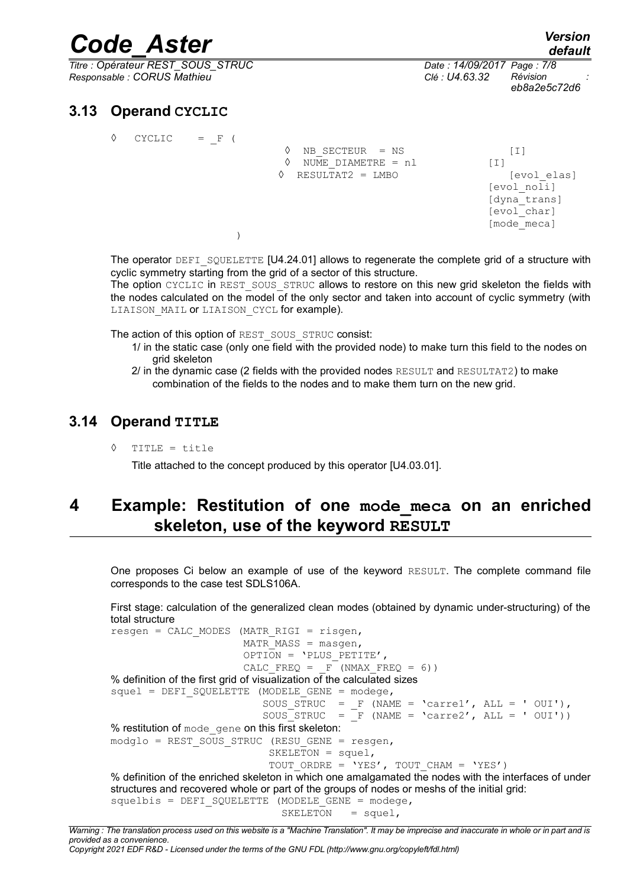## 3.13 Operand CYCLIC

```
◊  CYCLIC    = _F (
                              ◊  NB_SECTEUR  = NS                  [I]
                              ◊  NUME_DIAMETRE = nl              [I]
                             ◊  RESULTAT2 = LMBO                  [evol_elas]
                                                                 [evol_noli]
                                                                 [dyna_trans]
                                                                 [evol_char]
                                                                 [mode_meca]
                         )
```

The operator DEFI_SQUELETTE [U4.24.01] allows to regenerate the complete grid of a structure with cyclic symmetry starting from the grid of a sector of this structure.
The option CYCLIC in REST_SOUS_STRUC allows to restore on this new grid skeleton the fields with the nodes calculated on the model of the only sector and taken into account of cyclic symmetry (with LIAISON_MAIL or LIAISON_CYCL for example).

The action of this option of REST_SOUS_STRUC consist:

1/ in the static case (only one field with the provided node) to make turn this field to the nodes on grid skeleton
2/ in the dynamic case (2 fields with the provided nodes RESULT and RESULTAT2) to make combination of the fields to the nodes and to make them turn on the new grid.

## 3.14 Operand TITLE

◊ TITLE = title

Title attached to the concept produced by this operator [U4.03.01].

# 4 Example: Restitution of one mode_meca on an enriched skeleton, use of the keyword RESULT

One proposes Ci below an example of use of the keyword RESULT. The complete command file corresponds to the case test SDLS106A.

First stage: calculation of the generalized clean modes (obtained by dynamic under-structuring) of the total structure

```
resgen = CALC_MODES (MATR_RIGI = risgen,
                     MATR_MASS = masgen,
                     OPTION = 'PLUS_PETITE',
                     CALC_FREQ = _F (NMAX_FREQ = 6))
```

% definition of the first grid of visualization of the calculated sizes

```
squel = DEFI_SQUELETTE (MODELE_GENE = modege,
                        SOUS_STRUC  = _F (NAME = 'carre1', ALL = ' OUI'),
                        SOUS_STRUC  = _F (NAME = 'carre2', ALL = ' OUI'))
```

% restitution of mode_gene on this first skeleton:

```
modglo = REST_SOUS_STRUC (RESU_GENE = resgen,
                          SKELETON = squel,
                          TOUT_ORDRE = 'YES', TOUT_CHAM = 'YES')
```

% definition of the enriched skeleton in which one amalgamated the nodes with the interfaces of under structures and recovered whole or part of the groups of nodes or meshs of the initial grid:

```
squelbis = DEFI_SQUELETTE (MODELE_GENE = modege,
                           SKELETON    = squel,
```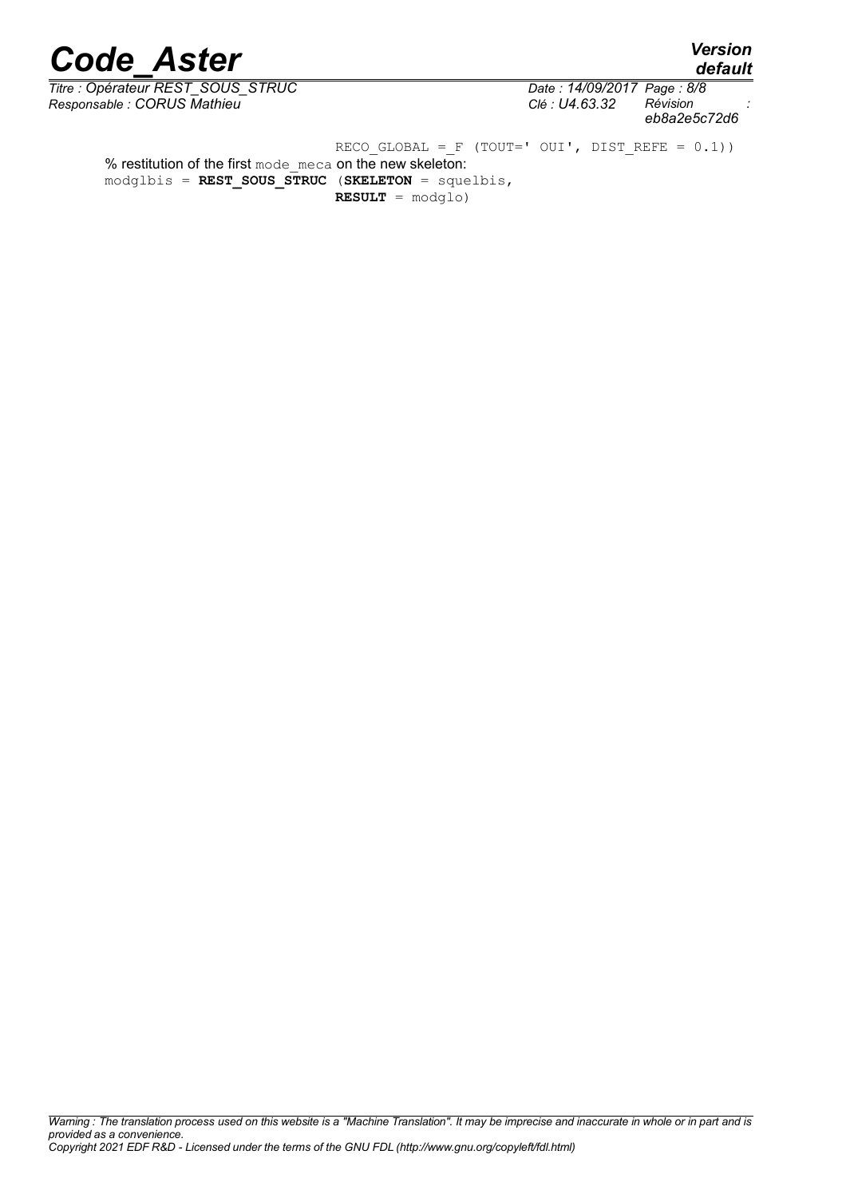```
                                 RECO_GLOBAL =_F (TOUT=' OUI', DIST_REFE = 0.1))
% restitution of the first mode_meca on the new skeleton:
modglbis = REST_SOUS_STRUC (SKELETON = squelbis,
                            RESULT = modglo)
```